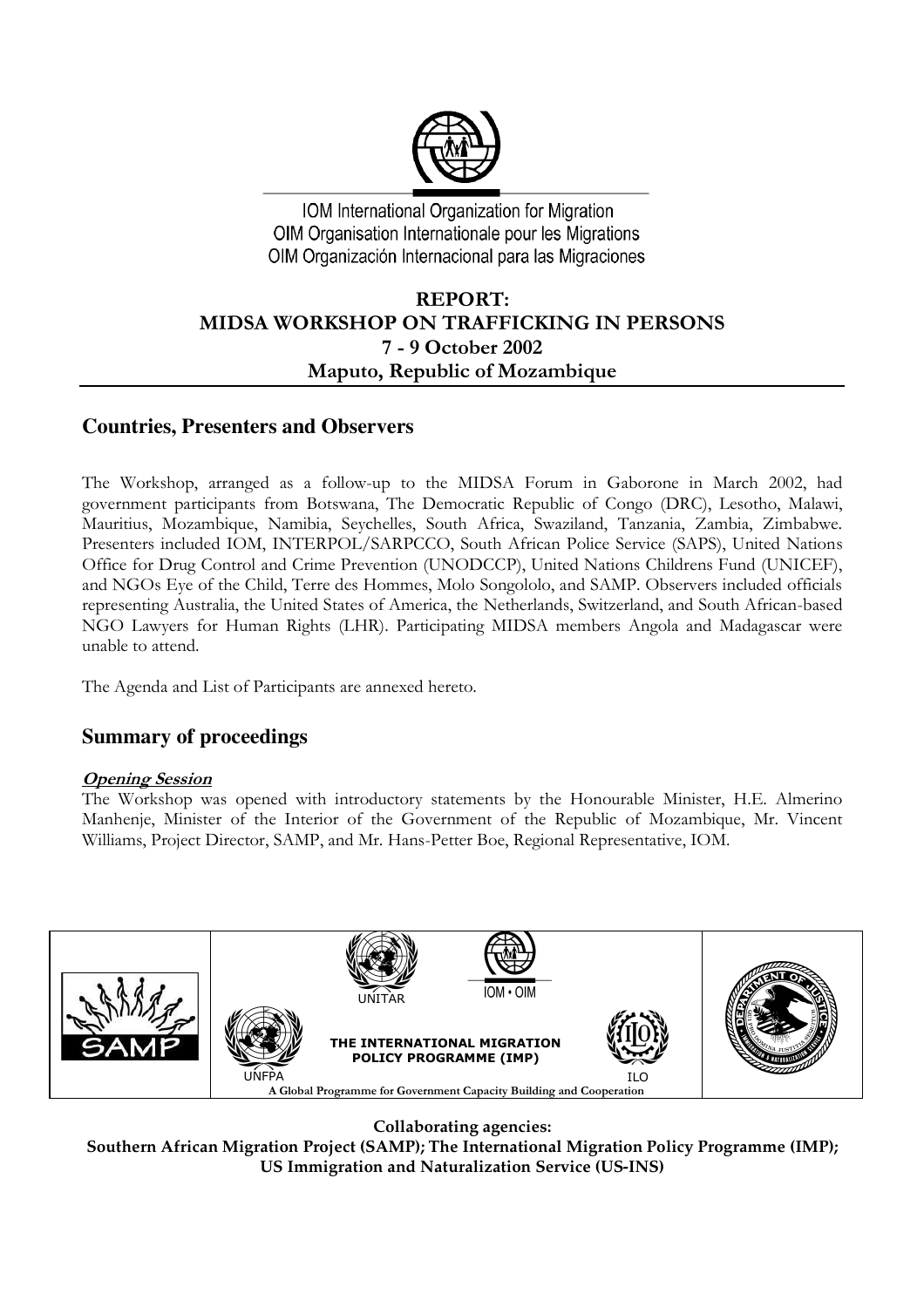IOM International Organization for Migration
OIM Organisation Internationale pour les Migrations
OIM Organización Internacional para las Migraciones

# REPORT: MIDSA WORKSHOP ON TRAFFICKING IN PERSONS 7 - 9 October 2002 Maputo, Republic of Mozambique

## Countries, Presenters and Observers

The Workshop, arranged as a follow-up to the MIDSA Forum in Gaborone in March 2002, had government participants from Botswana, The Democratic Republic of Congo (DRC), Lesotho, Malawi, Mauritius, Mozambique, Namibia, Seychelles, South Africa, Swaziland, Tanzania, Zambia, Zimbabwe. Presenters included IOM, INTERPOL/SARPCCO, South African Police Service (SAPS), United Nations Office for Drug Control and Crime Prevention (UNODCCP), United Nations Childrens Fund (UNICEF), and NGOs Eye of the Child, Terre des Hommes, Molo Songololo, and SAMP. Observers included officials representing Australia, the United States of America, the Netherlands, Switzerland, and South African-based NGO Lawyers for Human Rights (LHR). Participating MIDSA members Angola and Madagascar were unable to attend.

The Agenda and List of Participants are annexed hereto.

## Summary of proceedings

***Opening Session***

The Workshop was opened with introductory statements by the Honourable Minister, H.E. Almerino Manhenje, Minister of the Interior of the Government of the Republic of Mozambique, Mr. Vincent Williams, Project Director, SAMP, and Mr. Hans-Petter Boe, Regional Representative, IOM.

| SAMP | UNITAR / IOM • OIM / UNFPA / ILO — THE INTERNATIONAL MIGRATION POLICY PROGRAMME (IMP) — A Global Programme for Government Capacity Building and Cooperation | |
|---|---|---|

**Collaborating agencies:**
**Southern African Migration Project (SAMP); The International Migration Policy Programme (IMP); US Immigration and Naturalization Service (US-INS)**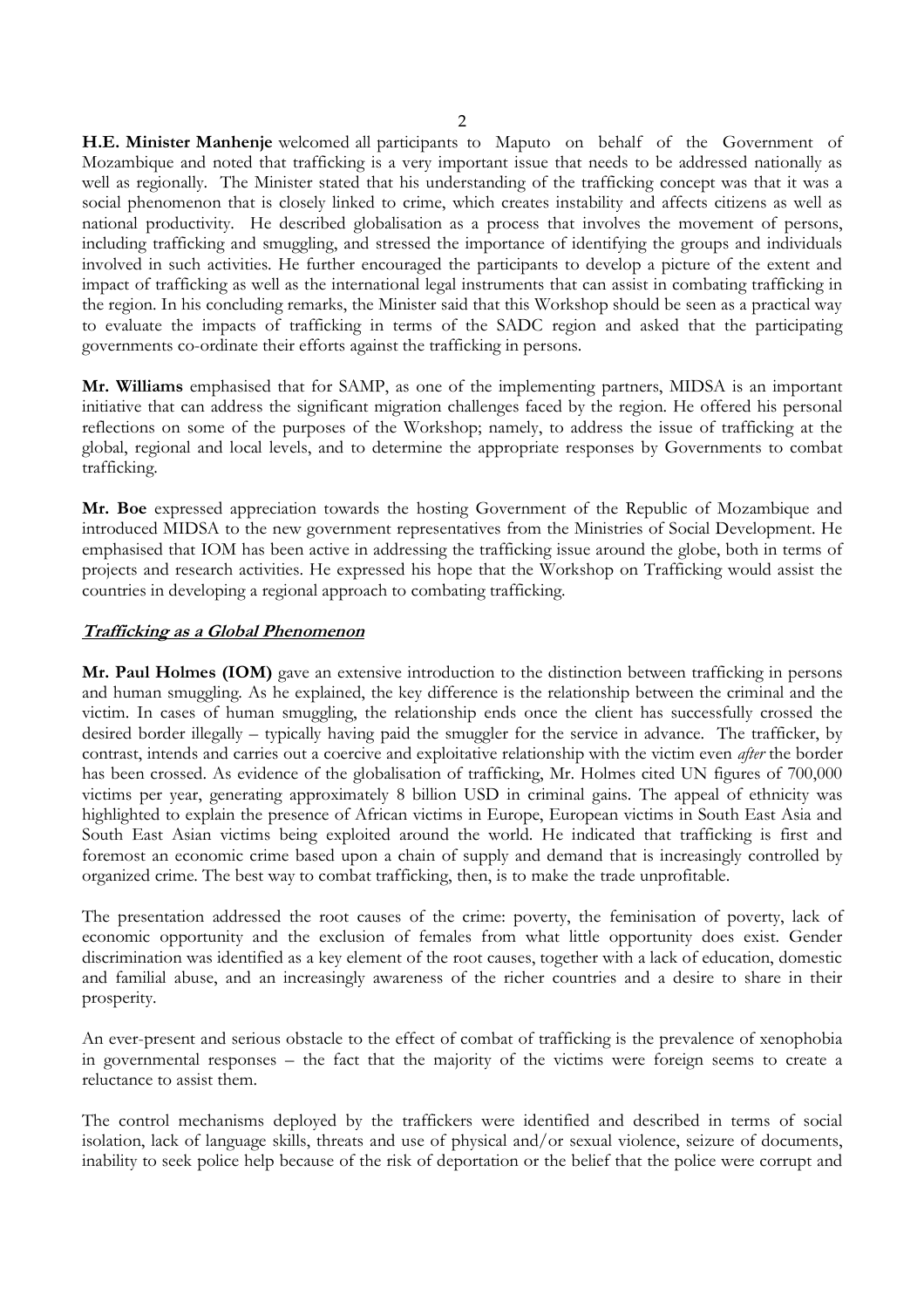**H.E. Minister Manhenje** welcomed all participants to Maputo on behalf of the Government of Mozambique and noted that trafficking is a very important issue that needs to be addressed nationally as well as regionally. The Minister stated that his understanding of the trafficking concept was that it was a social phenomenon that is closely linked to crime, which creates instability and affects citizens as well as national productivity. He described globalisation as a process that involves the movement of persons, including trafficking and smuggling, and stressed the importance of identifying the groups and individuals involved in such activities. He further encouraged the participants to develop a picture of the extent and impact of trafficking as well as the international legal instruments that can assist in combating trafficking in the region. In his concluding remarks, the Minister said that this Workshop should be seen as a practical way to evaluate the impacts of trafficking in terms of the SADC region and asked that the participating governments co-ordinate their efforts against the trafficking in persons.

**Mr. Williams** emphasised that for SAMP, as one of the implementing partners, MIDSA is an important initiative that can address the significant migration challenges faced by the region. He offered his personal reflections on some of the purposes of the Workshop; namely, to address the issue of trafficking at the global, regional and local levels, and to determine the appropriate responses by Governments to combat trafficking.

**Mr. Boe** expressed appreciation towards the hosting Government of the Republic of Mozambique and introduced MIDSA to the new government representatives from the Ministries of Social Development. He emphasised that IOM has been active in addressing the trafficking issue around the globe, both in terms of projects and research activities. He expressed his hope that the Workshop on Trafficking would assist the countries in developing a regional approach to combating trafficking.

## ***Trafficking as a Global Phenomenon***

**Mr. Paul Holmes (IOM)** gave an extensive introduction to the distinction between trafficking in persons and human smuggling. As he explained, the key difference is the relationship between the criminal and the victim. In cases of human smuggling, the relationship ends once the client has successfully crossed the desired border illegally – typically having paid the smuggler for the service in advance. The trafficker, by contrast, intends and carries out a coercive and exploitative relationship with the victim even *after* the border has been crossed. As evidence of the globalisation of trafficking, Mr. Holmes cited UN figures of 700,000 victims per year, generating approximately 8 billion USD in criminal gains. The appeal of ethnicity was highlighted to explain the presence of African victims in Europe, European victims in South East Asia and South East Asian victims being exploited around the world. He indicated that trafficking is first and foremost an economic crime based upon a chain of supply and demand that is increasingly controlled by organized crime. The best way to combat trafficking, then, is to make the trade unprofitable.

The presentation addressed the root causes of the crime: poverty, the feminisation of poverty, lack of economic opportunity and the exclusion of females from what little opportunity does exist. Gender discrimination was identified as a key element of the root causes, together with a lack of education, domestic and familial abuse, and an increasingly awareness of the richer countries and a desire to share in their prosperity.

An ever-present and serious obstacle to the effect of combat of trafficking is the prevalence of xenophobia in governmental responses – the fact that the majority of the victims were foreign seems to create a reluctance to assist them.

The control mechanisms deployed by the traffickers were identified and described in terms of social isolation, lack of language skills, threats and use of physical and/or sexual violence, seizure of documents, inability to seek police help because of the risk of deportation or the belief that the police were corrupt and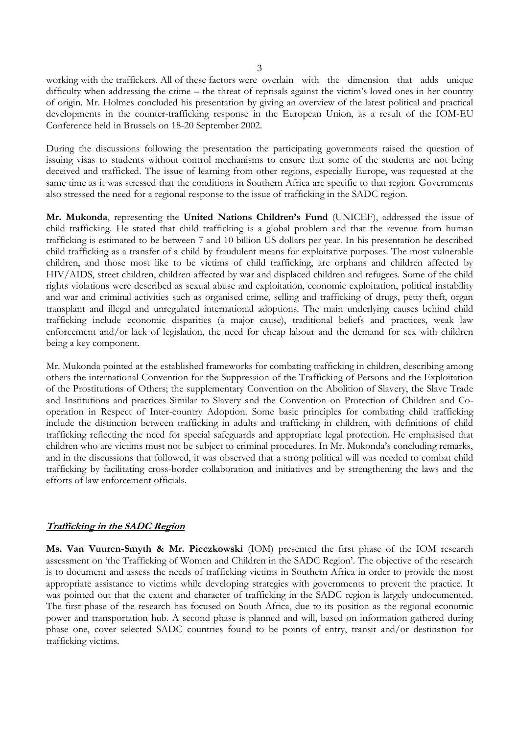working with the traffickers. All of these factors were overlain with the dimension that adds unique difficulty when addressing the crime – the threat of reprisals against the victim's loved ones in her country of origin. Mr. Holmes concluded his presentation by giving an overview of the latest political and practical developments in the counter-trafficking response in the European Union, as a result of the IOM-EU Conference held in Brussels on 18-20 September 2002.

During the discussions following the presentation the participating governments raised the question of issuing visas to students without control mechanisms to ensure that some of the students are not being deceived and trafficked. The issue of learning from other regions, especially Europe, was requested at the same time as it was stressed that the conditions in Southern Africa are specific to that region. Governments also stressed the need for a regional response to the issue of trafficking in the SADC region.

**Mr. Mukonda**, representing the **United Nations Children's Fund** (UNICEF), addressed the issue of child trafficking. He stated that child trafficking is a global problem and that the revenue from human trafficking is estimated to be between 7 and 10 billion US dollars per year. In his presentation he described child trafficking as a transfer of a child by fraudulent means for exploitative purposes. The most vulnerable children, and those most like to be victims of child trafficking, are orphans and children affected by HIV/AIDS, street children, children affected by war and displaced children and refugees. Some of the child rights violations were described as sexual abuse and exploitation, economic exploitation, political instability and war and criminal activities such as organised crime, selling and trafficking of drugs, petty theft, organ transplant and illegal and unregulated international adoptions. The main underlying causes behind child trafficking include economic disparities (a major cause), traditional beliefs and practices, weak law enforcement and/or lack of legislation, the need for cheap labour and the demand for sex with children being a key component.

Mr. Mukonda pointed at the established frameworks for combating trafficking in children, describing among others the international Convention for the Suppression of the Trafficking of Persons and the Exploitation of the Prostitutions of Others; the supplementary Convention on the Abolition of Slavery, the Slave Trade and Institutions and practices Similar to Slavery and the Convention on Protection of Children and Co-operation in Respect of Inter-country Adoption. Some basic principles for combating child trafficking include the distinction between trafficking in adults and trafficking in children, with definitions of child trafficking reflecting the need for special safeguards and appropriate legal protection. He emphasised that children who are victims must not be subject to criminal procedures. In Mr. Mukonda's concluding remarks, and in the discussions that followed, it was observed that a strong political will was needed to combat child trafficking by facilitating cross-border collaboration and initiatives and by strengthening the laws and the efforts of law enforcement officials.

## ***Trafficking in the SADC Region***

**Ms. Van Vuuren-Smyth & Mr. Pieczkowski** (IOM) presented the first phase of the IOM research assessment on 'the Trafficking of Women and Children in the SADC Region'. The objective of the research is to document and assess the needs of trafficking victims in Southern Africa in order to provide the most appropriate assistance to victims while developing strategies with governments to prevent the practice. It was pointed out that the extent and character of trafficking in the SADC region is largely undocumented. The first phase of the research has focused on South Africa, due to its position as the regional economic power and transportation hub. A second phase is planned and will, based on information gathered during phase one, cover selected SADC countries found to be points of entry, transit and/or destination for trafficking victims.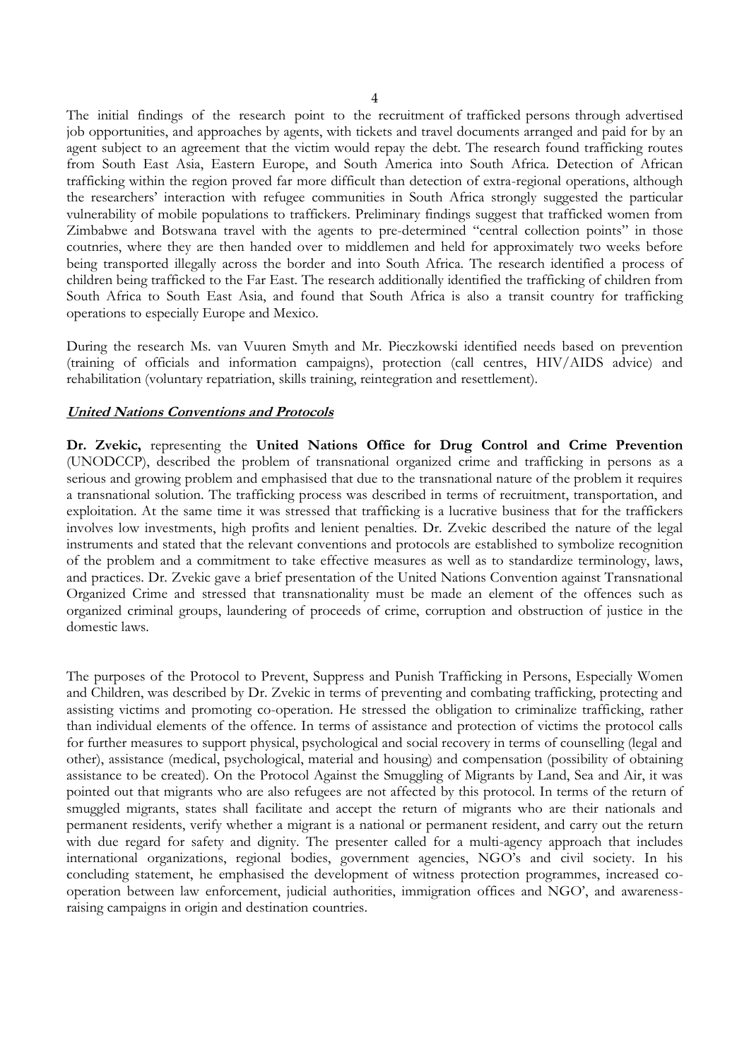The initial findings of the research point to the recruitment of trafficked persons through advertised job opportunities, and approaches by agents, with tickets and travel documents arranged and paid for by an agent subject to an agreement that the victim would repay the debt. The research found trafficking routes from South East Asia, Eastern Europe, and South America into South Africa. Detection of African trafficking within the region proved far more difficult than detection of extra-regional operations, although the researchers' interaction with refugee communities in South Africa strongly suggested the particular vulnerability of mobile populations to traffickers. Preliminary findings suggest that trafficked women from Zimbabwe and Botswana travel with the agents to pre-determined "central collection points" in those coutnries, where they are then handed over to middlemen and held for approximately two weeks before being transported illegally across the border and into South Africa. The research identified a process of children being trafficked to the Far East. The research additionally identified the trafficking of children from South Africa to South East Asia, and found that South Africa is also a transit country for trafficking operations to especially Europe and Mexico.

During the research Ms. van Vuuren Smyth and Mr. Pieczkowski identified needs based on prevention (training of officials and information campaigns), protection (call centres, HIV/AIDS advice) and rehabilitation (voluntary repatriation, skills training, reintegration and resettlement).

### ***United Nations Conventions and Protocols***

**Dr. Zvekic,** representing the **United Nations Office for Drug Control and Crime Prevention** (UNODCCP), described the problem of transnational organized crime and trafficking in persons as a serious and growing problem and emphasised that due to the transnational nature of the problem it requires a transnational solution. The trafficking process was described in terms of recruitment, transportation, and exploitation. At the same time it was stressed that trafficking is a lucrative business that for the traffickers involves low investments, high profits and lenient penalties. Dr. Zvekic described the nature of the legal instruments and stated that the relevant conventions and protocols are established to symbolize recognition of the problem and a commitment to take effective measures as well as to standardize terminology, laws, and practices. Dr. Zvekic gave a brief presentation of the United Nations Convention against Transnational Organized Crime and stressed that transnationality must be made an element of the offences such as organized criminal groups, laundering of proceeds of crime, corruption and obstruction of justice in the domestic laws.

The purposes of the Protocol to Prevent, Suppress and Punish Trafficking in Persons, Especially Women and Children, was described by Dr. Zvekic in terms of preventing and combating trafficking, protecting and assisting victims and promoting co-operation. He stressed the obligation to criminalize trafficking, rather than individual elements of the offence. In terms of assistance and protection of victims the protocol calls for further measures to support physical, psychological and social recovery in terms of counselling (legal and other), assistance (medical, psychological, material and housing) and compensation (possibility of obtaining assistance to be created). On the Protocol Against the Smuggling of Migrants by Land, Sea and Air, it was pointed out that migrants who are also refugees are not affected by this protocol. In terms of the return of smuggled migrants, states shall facilitate and accept the return of migrants who are their nationals and permanent residents, verify whether a migrant is a national or permanent resident, and carry out the return with due regard for safety and dignity. The presenter called for a multi-agency approach that includes international organizations, regional bodies, government agencies, NGO's and civil society. In his concluding statement, he emphasised the development of witness protection programmes, increased co-operation between law enforcement, judicial authorities, immigration offices and NGO', and awareness-raising campaigns in origin and destination countries.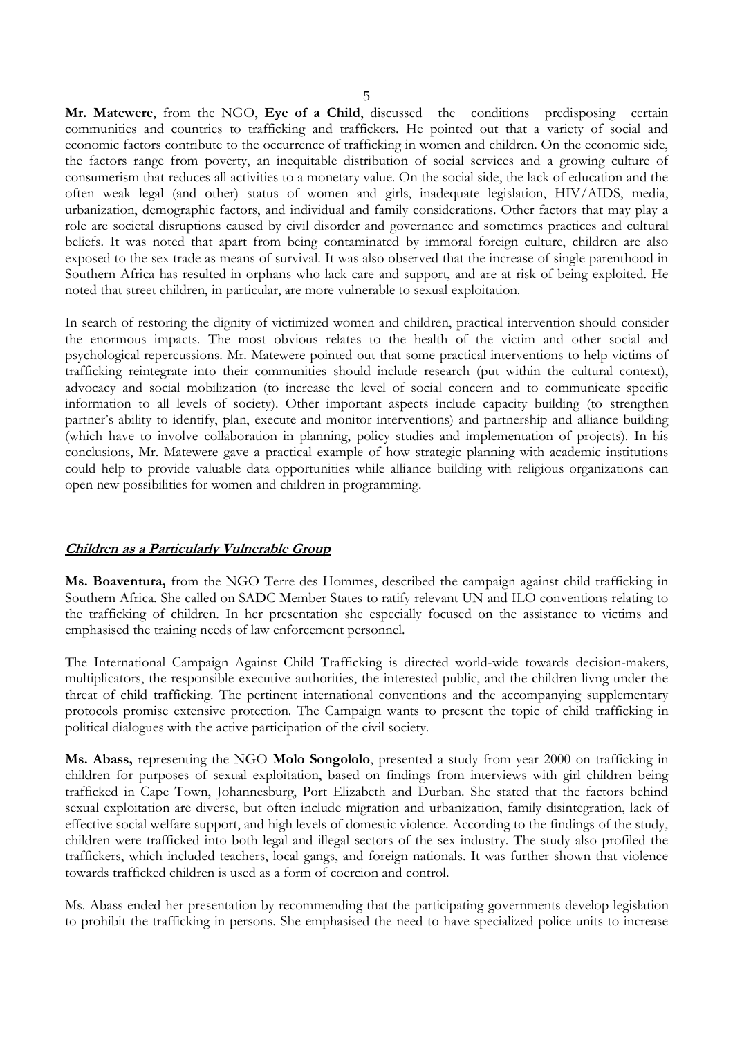**Mr. Matewere**, from the NGO, **Eye of a Child**, discussed the conditions predisposing certain communities and countries to trafficking and traffickers. He pointed out that a variety of social and economic factors contribute to the occurrence of trafficking in women and children. On the economic side, the factors range from poverty, an inequitable distribution of social services and a growing culture of consumerism that reduces all activities to a monetary value. On the social side, the lack of education and the often weak legal (and other) status of women and girls, inadequate legislation, HIV/AIDS, media, urbanization, demographic factors, and individual and family considerations. Other factors that may play a role are societal disruptions caused by civil disorder and governance and sometimes practices and cultural beliefs. It was noted that apart from being contaminated by immoral foreign culture, children are also exposed to the sex trade as means of survival. It was also observed that the increase of single parenthood in Southern Africa has resulted in orphans who lack care and support, and are at risk of being exploited. He noted that street children, in particular, are more vulnerable to sexual exploitation.

In search of restoring the dignity of victimized women and children, practical intervention should consider the enormous impacts. The most obvious relates to the health of the victim and other social and psychological repercussions. Mr. Matewere pointed out that some practical interventions to help victims of trafficking reintegrate into their communities should include research (put within the cultural context), advocacy and social mobilization (to increase the level of social concern and to communicate specific information to all levels of society). Other important aspects include capacity building (to strengthen partner's ability to identify, plan, execute and monitor interventions) and partnership and alliance building (which have to involve collaboration in planning, policy studies and implementation of projects). In his conclusions, Mr. Matewere gave a practical example of how strategic planning with academic institutions could help to provide valuable data opportunities while alliance building with religious organizations can open new possibilities for women and children in programming.

## ***Children as a Particularly Vulnerable Group***

**Ms. Boaventura,** from the NGO Terre des Hommes, described the campaign against child trafficking in Southern Africa. She called on SADC Member States to ratify relevant UN and ILO conventions relating to the trafficking of children. In her presentation she especially focused on the assistance to victims and emphasised the training needs of law enforcement personnel.

The International Campaign Against Child Trafficking is directed world-wide towards decision-makers, multiplicators, the responsible executive authorities, the interested public, and the children livng under the threat of child trafficking. The pertinent international conventions and the accompanying supplementary protocols promise extensive protection. The Campaign wants to present the topic of child trafficking in political dialogues with the active participation of the civil society.

**Ms. Abass,** representing the NGO **Molo Songololo**, presented a study from year 2000 on trafficking in children for purposes of sexual exploitation, based on findings from interviews with girl children being trafficked in Cape Town, Johannesburg, Port Elizabeth and Durban. She stated that the factors behind sexual exploitation are diverse, but often include migration and urbanization, family disintegration, lack of effective social welfare support, and high levels of domestic violence. According to the findings of the study, children were trafficked into both legal and illegal sectors of the sex industry. The study also profiled the traffickers, which included teachers, local gangs, and foreign nationals. It was further shown that violence towards trafficked children is used as a form of coercion and control.

Ms. Abass ended her presentation by recommending that the participating governments develop legislation to prohibit the trafficking in persons. She emphasised the need to have specialized police units to increase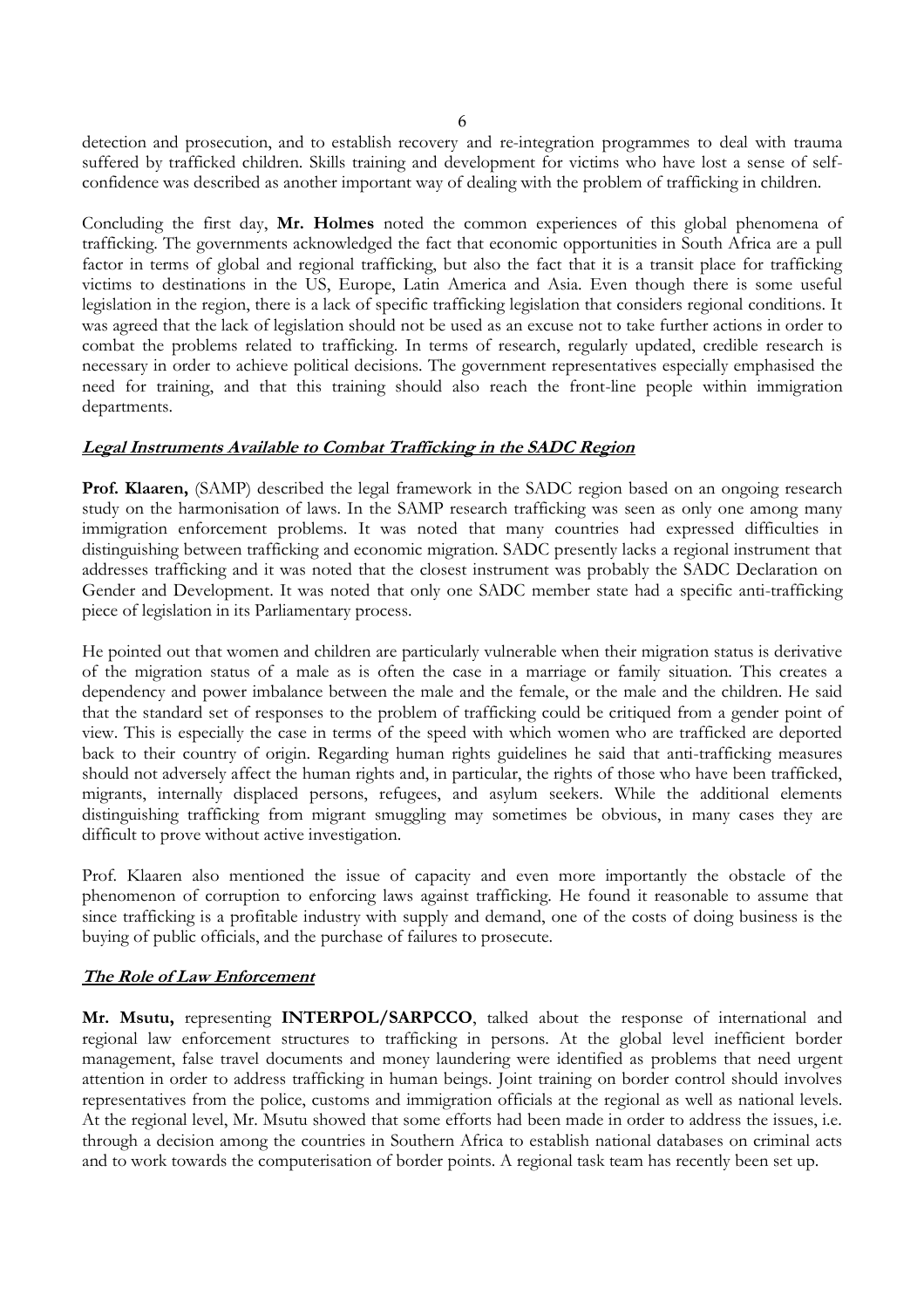detection and prosecution, and to establish recovery and re-integration programmes to deal with trauma suffered by trafficked children. Skills training and development for victims who have lost a sense of self-confidence was described as another important way of dealing with the problem of trafficking in children.

Concluding the first day, **Mr. Holmes** noted the common experiences of this global phenomena of trafficking. The governments acknowledged the fact that economic opportunities in South Africa are a pull factor in terms of global and regional trafficking, but also the fact that it is a transit place for trafficking victims to destinations in the US, Europe, Latin America and Asia. Even though there is some useful legislation in the region, there is a lack of specific trafficking legislation that considers regional conditions. It was agreed that the lack of legislation should not be used as an excuse not to take further actions in order to combat the problems related to trafficking. In terms of research, regularly updated, credible research is necessary in order to achieve political decisions. The government representatives especially emphasised the need for training, and that this training should also reach the front-line people within immigration departments.

## ***Legal Instruments Available to Combat Trafficking in the SADC Region***

**Prof. Klaaren,** (SAMP) described the legal framework in the SADC region based on an ongoing research study on the harmonisation of laws. In the SAMP research trafficking was seen as only one among many immigration enforcement problems. It was noted that many countries had expressed difficulties in distinguishing between trafficking and economic migration. SADC presently lacks a regional instrument that addresses trafficking and it was noted that the closest instrument was probably the SADC Declaration on Gender and Development. It was noted that only one SADC member state had a specific anti-trafficking piece of legislation in its Parliamentary process.

He pointed out that women and children are particularly vulnerable when their migration status is derivative of the migration status of a male as is often the case in a marriage or family situation. This creates a dependency and power imbalance between the male and the female, or the male and the children. He said that the standard set of responses to the problem of trafficking could be critiqued from a gender point of view. This is especially the case in terms of the speed with which women who are trafficked are deported back to their country of origin. Regarding human rights guidelines he said that anti-trafficking measures should not adversely affect the human rights and, in particular, the rights of those who have been trafficked, migrants, internally displaced persons, refugees, and asylum seekers. While the additional elements distinguishing trafficking from migrant smuggling may sometimes be obvious, in many cases they are difficult to prove without active investigation.

Prof. Klaaren also mentioned the issue of capacity and even more importantly the obstacle of the phenomenon of corruption to enforcing laws against trafficking. He found it reasonable to assume that since trafficking is a profitable industry with supply and demand, one of the costs of doing business is the buying of public officials, and the purchase of failures to prosecute.

## ***The Role of Law Enforcement***

**Mr. Msutu,** representing **INTERPOL/SARPCCO**, talked about the response of international and regional law enforcement structures to trafficking in persons. At the global level inefficient border management, false travel documents and money laundering were identified as problems that need urgent attention in order to address trafficking in human beings. Joint training on border control should involves representatives from the police, customs and immigration officials at the regional as well as national levels. At the regional level, Mr. Msutu showed that some efforts had been made in order to address the issues, i.e. through a decision among the countries in Southern Africa to establish national databases on criminal acts and to work towards the computerisation of border points. A regional task team has recently been set up.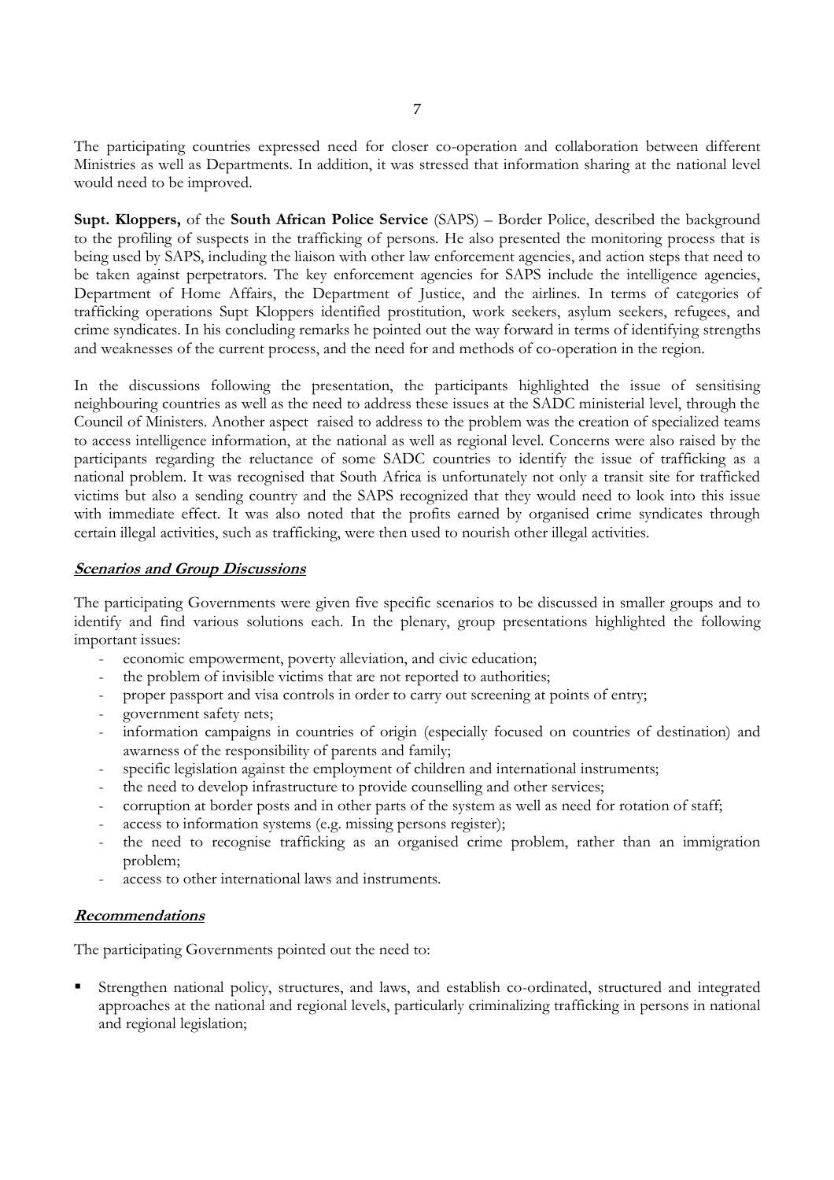The participating countries expressed need for closer co-operation and collaboration between different Ministries as well as Departments. In addition, it was stressed that information sharing at the national level would need to be improved.

**Supt. Kloppers,** of the **South African Police Service** (SAPS) – Border Police, described the background to the profiling of suspects in the trafficking of persons. He also presented the monitoring process that is being used by SAPS, including the liaison with other law enforcement agencies, and action steps that need to be taken against perpetrators. The key enforcement agencies for SAPS include the intelligence agencies, Department of Home Affairs, the Department of Justice, and the airlines. In terms of categories of trafficking operations Supt Kloppers identified prostitution, work seekers, asylum seekers, refugees, and crime syndicates. In his concluding remarks he pointed out the way forward in terms of identifying strengths and weaknesses of the current process, and the need for and methods of co-operation in the region.

In the discussions following the presentation, the participants highlighted the issue of sensitising neighbouring countries as well as the need to address these issues at the SADC ministerial level, through the Council of Ministers. Another aspect raised to address to the problem was the creation of specialized teams to access intelligence information, at the national as well as regional level. Concerns were also raised by the participants regarding the reluctance of some SADC countries to identify the issue of trafficking as a national problem. It was recognised that South Africa is unfortunately not only a transit site for trafficked victims but also a sending country and the SAPS recognized that they would need to look into this issue with immediate effect. It was also noted that the profits earned by organised crime syndicates through certain illegal activities, such as trafficking, were then used to nourish other illegal activities.

***Scenarios and Group Discussions***

The participating Governments were given five specific scenarios to be discussed in smaller groups and to identify and find various solutions each. In the plenary, group presentations highlighted the following important issues:

- economic empowerment, poverty alleviation, and civic education;
- the problem of invisible victims that are not reported to authorities;
- proper passport and visa controls in order to carry out screening at points of entry;
- government safety nets;
- information campaigns in countries of origin (especially focused on countries of destination) and awarness of the responsibility of parents and family;
- specific legislation against the employment of children and international instruments;
- the need to develop infrastructure to provide counselling and other services;
- corruption at border posts and in other parts of the system as well as need for rotation of staff;
- access to information systems (e.g. missing persons register);
- the need to recognise trafficking as an organised crime problem, rather than an immigration problem;
- access to other international laws and instruments.

***Recommendations***

The participating Governments pointed out the need to:

- Strengthen national policy, structures, and laws, and establish co-ordinated, structured and integrated approaches at the national and regional levels, particularly criminalizing trafficking in persons in national and regional legislation;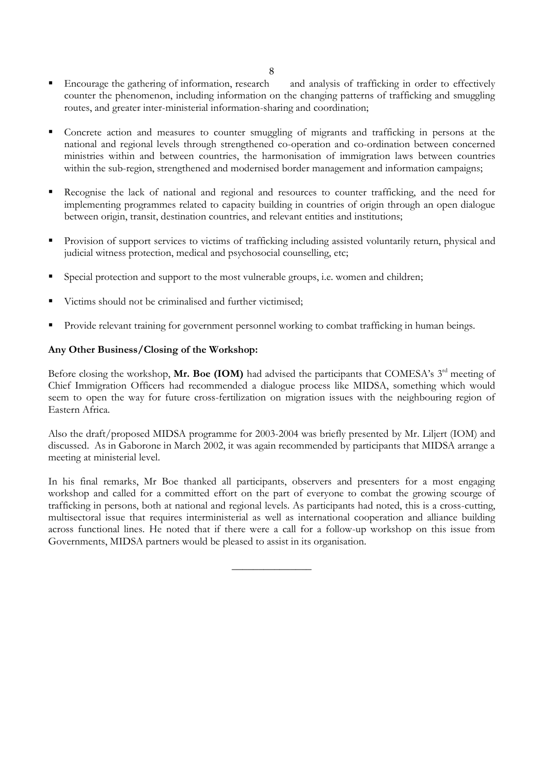- Encourage the gathering of information, research and analysis of trafficking in order to effectively counter the phenomenon, including information on the changing patterns of trafficking and smuggling routes, and greater inter-ministerial information-sharing and coordination;
- Concrete action and measures to counter smuggling of migrants and trafficking in persons at the national and regional levels through strengthened co-operation and co-ordination between concerned ministries within and between countries, the harmonisation of immigration laws between countries within the sub-region, strengthened and modernised border management and information campaigns;
- Recognise the lack of national and regional and resources to counter trafficking, and the need for implementing programmes related to capacity building in countries of origin through an open dialogue between origin, transit, destination countries, and relevant entities and institutions;
- Provision of support services to victims of trafficking including assisted voluntarily return, physical and judicial witness protection, medical and psychosocial counselling, etc;
- Special protection and support to the most vulnerable groups, i.e. women and children;
- Victims should not be criminalised and further victimised;
- Provide relevant training for government personnel working to combat trafficking in human beings.

**Any Other Business/Closing of the Workshop:**

Before closing the workshop, **Mr. Boe (IOM)** had advised the participants that COMESA's 3rd meeting of Chief Immigration Officers had recommended a dialogue process like MIDSA, something which would seem to open the way for future cross-fertilization on migration issues with the neighbouring region of Eastern Africa.

Also the draft/proposed MIDSA programme for 2003-2004 was briefly presented by Mr. Liljert (IOM) and discussed. As in Gaborone in March 2002, it was again recommended by participants that MIDSA arrange a meeting at ministerial level.

In his final remarks, Mr Boe thanked all participants, observers and presenters for a most engaging workshop and called for a committed effort on the part of everyone to combat the growing scourge of trafficking in persons, both at national and regional levels. As participants had noted, this is a cross-cutting, multisectoral issue that requires interministerial as well as international cooperation and alliance building across functional lines. He noted that if there were a call for a follow-up workshop on this issue from Governments, MIDSA partners would be pleased to assist in its organisation.

---